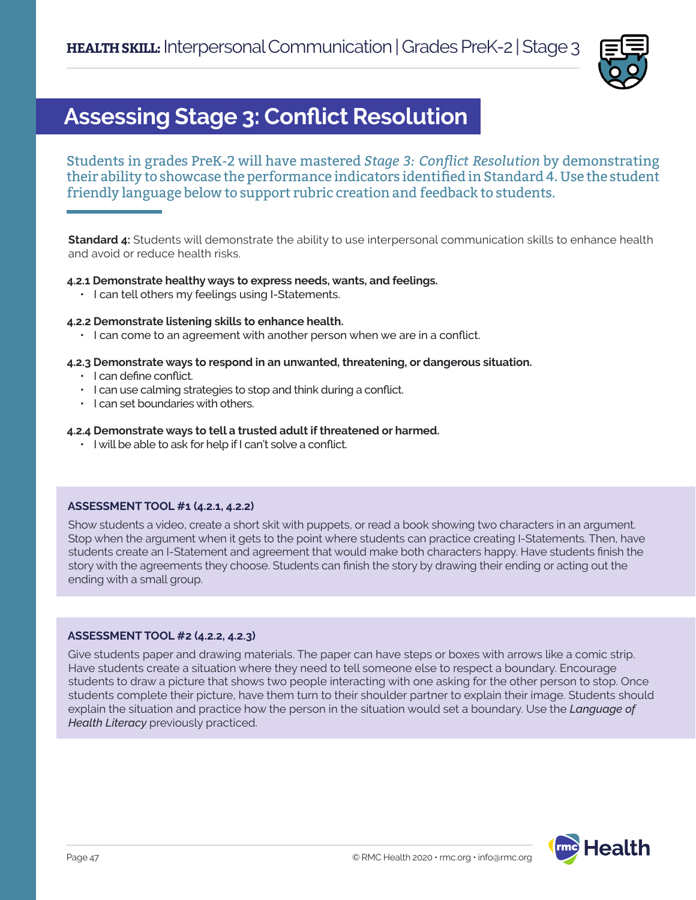**HEALTH SKILL:** Interpersonal Communication | Grades PreK-2 | Stage 3

# Assessing Stage 3: Conflict Resolution

Students in grades PreK-2 will have mastered *Stage 3: Conflict Resolution* by demonstrating their ability to showcase the performance indicators identified in Standard 4. Use the student friendly language below to support rubric creation and feedback to students.

**Standard 4:** Students will demonstrate the ability to use interpersonal communication skills to enhance health and avoid or reduce health risks.

**4.2.1 Demonstrate healthy ways to express needs, wants, and feelings.**

- I can tell others my feelings using I-Statements.

**4.2.2 Demonstrate listening skills to enhance health.**

- I can come to an agreement with another person when we are in a conflict.

**4.2.3 Demonstrate ways to respond in an unwanted, threatening, or dangerous situation.**

- I can define conflict.
- I can use calming strategies to stop and think during a conflict.
- I can set boundaries with others.

**4.2.4 Demonstrate ways to tell a trusted adult if threatened or harmed.**

- I will be able to ask for help if I can't solve a conflict.

**ASSESSMENT TOOL #1 (4.2.1, 4.2.2)**

Show students a video, create a short skit with puppets, or read a book showing two characters in an argument. Stop when the argument when it gets to the point where students can practice creating I-Statements. Then, have students create an I-Statement and agreement that would make both characters happy. Have students finish the story with the agreements they choose. Students can finish the story by drawing their ending or acting out the ending with a small group.

**ASSESSMENT TOOL #2 (4.2.2, 4.2.3)**

Give students paper and drawing materials. The paper can have steps or boxes with arrows like a comic strip. Have students create a situation where they need to tell someone else to respect a boundary. Encourage students to draw a picture that shows two people interacting with one asking for the other person to stop. Once students complete their picture, have them turn to their shoulder partner to explain their image. Students should explain the situation and practice how the person in the situation would set a boundary. Use the ***Language of Health Literacy*** previously practiced.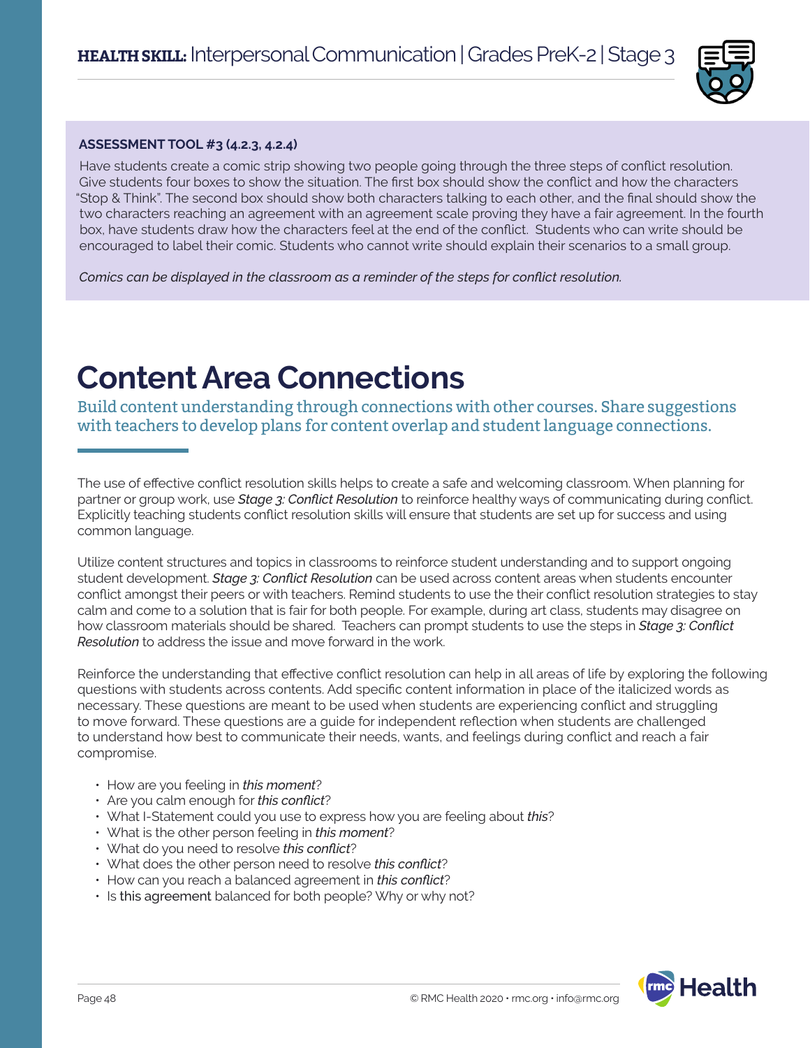**ASSESSMENT TOOL #3 (4.2.3, 4.2.4)**

Have students create a comic strip showing two people going through the three steps of conflict resolution. Give students four boxes to show the situation. The first box should show the conflict and how the characters "Stop & Think". The second box should show both characters talking to each other, and the final should show the two characters reaching an agreement with an agreement scale proving they have a fair agreement. In the fourth box, have students draw how the characters feel at the end of the conflict. Students who can write should be encouraged to label their comic. Students who cannot write should explain their scenarios to a small group.

*Comics can be displayed in the classroom as a reminder of the steps for conflict resolution.*

# Content Area Connections

Build content understanding through connections with other courses. Share suggestions with teachers to develop plans for content overlap and student language connections.

The use of effective conflict resolution skills helps to create a safe and welcoming classroom. When planning for partner or group work, use *Stage 3: Conflict Resolution* to reinforce healthy ways of communicating during conflict. Explicitly teaching students conflict resolution skills will ensure that students are set up for success and using common language.

Utilize content structures and topics in classrooms to reinforce student understanding and to support ongoing student development. *Stage 3: Conflict Resolution* can be used across content areas when students encounter conflict amongst their peers or with teachers. Remind students to use the their conflict resolution strategies to stay calm and come to a solution that is fair for both people. For example, during art class, students may disagree on how classroom materials should be shared. Teachers can prompt students to use the steps in *Stage 3: Conflict Resolution* to address the issue and move forward in the work.

Reinforce the understanding that effective conflict resolution can help in all areas of life by exploring the following questions with students across contents. Add specific content information in place of the italicized words as necessary. These questions are meant to be used when students are experiencing conflict and struggling to move forward. These questions are a guide for independent reflection when students are challenged to understand how best to communicate their needs, wants, and feelings during conflict and reach a fair compromise.

- How are you feeling in *this moment*?
- Are you calm enough for *this conflict*?
- What I-Statement could you use to express how you are feeling about *this*?
- What is the other person feeling in *this moment*?
- What do you need to resolve *this conflict*?
- What does the other person need to resolve *this conflict*?
- How can you reach a balanced agreement in *this conflict*?
- Is this agreement balanced for both people? Why or why not?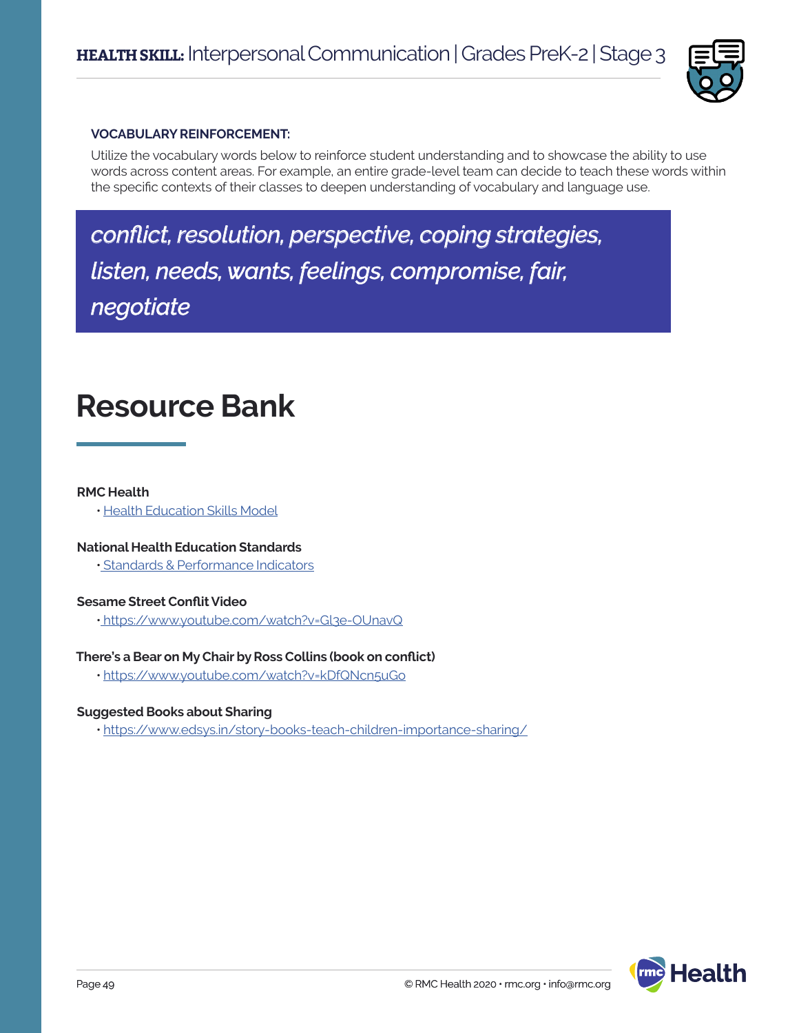**VOCABULARY REINFORCEMENT:**

Utilize the vocabulary words below to reinforce student understanding and to showcase the ability to use words across content areas. For example, an entire grade-level team can decide to teach these words within the specific contexts of their classes to deepen understanding of vocabulary and language use.

*conflict, resolution, perspective, coping strategies, listen, needs, wants, feelings, compromise, fair, negotiate*

# Resource Bank

**RMC Health**
- Health Education Skills Model

**National Health Education Standards**
- Standards & Performance Indicators

**Sesame Street Conflit Video**
- https://www.youtube.com/watch?v=Gl3e-OUnavQ

**There's a Bear on My Chair by Ross Collins (book on conflict)**
- https://www.youtube.com/watch?v=kDfQNcn5uGo

**Suggested Books about Sharing**
- https://www.edsys.in/story-books-teach-children-importance-sharing/